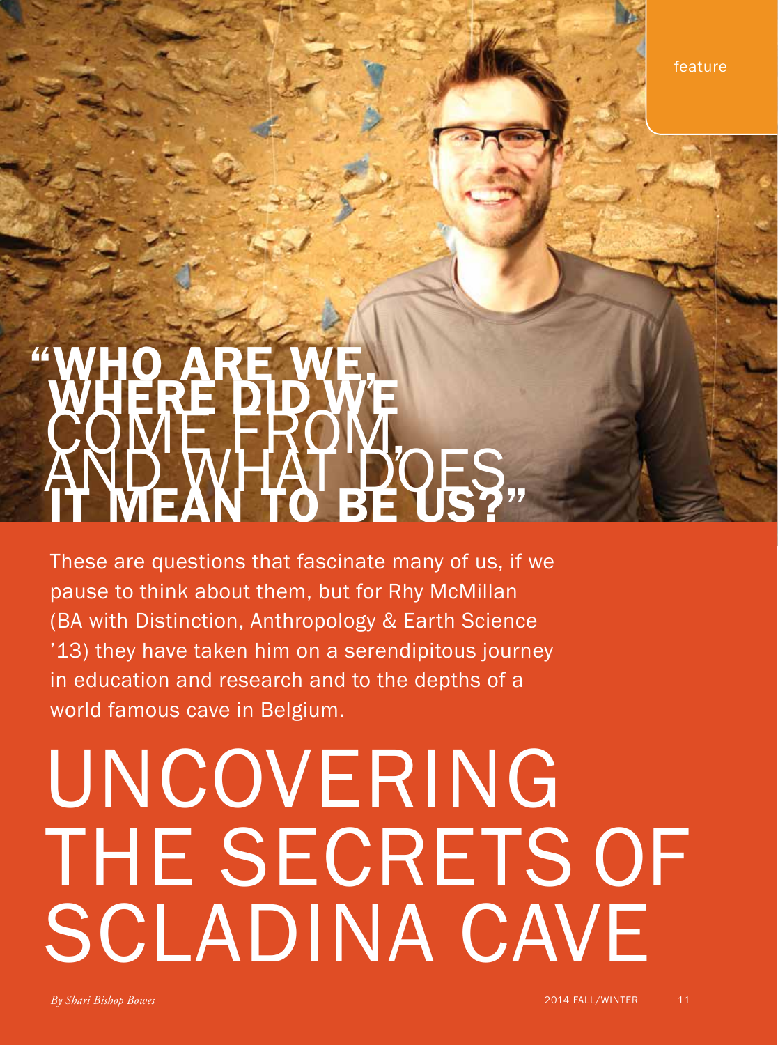feature

# "WHO ARE WE, WHERE DID WE COME FROM, AND WHAT DOES IT MEAN TO BE US?"

These are questions that fascinate many of us, if we pause to think about them, but for Rhy McMillan (BA with Distinction, Anthropology & Earth Science '13) they have taken him on a serendipitous journey in education and research and to the depths of a world famous cave in Belgium.

# UNCOVERING THE SECRETS OF SCLADINA CAVE

*By Shari Bishop Bowes*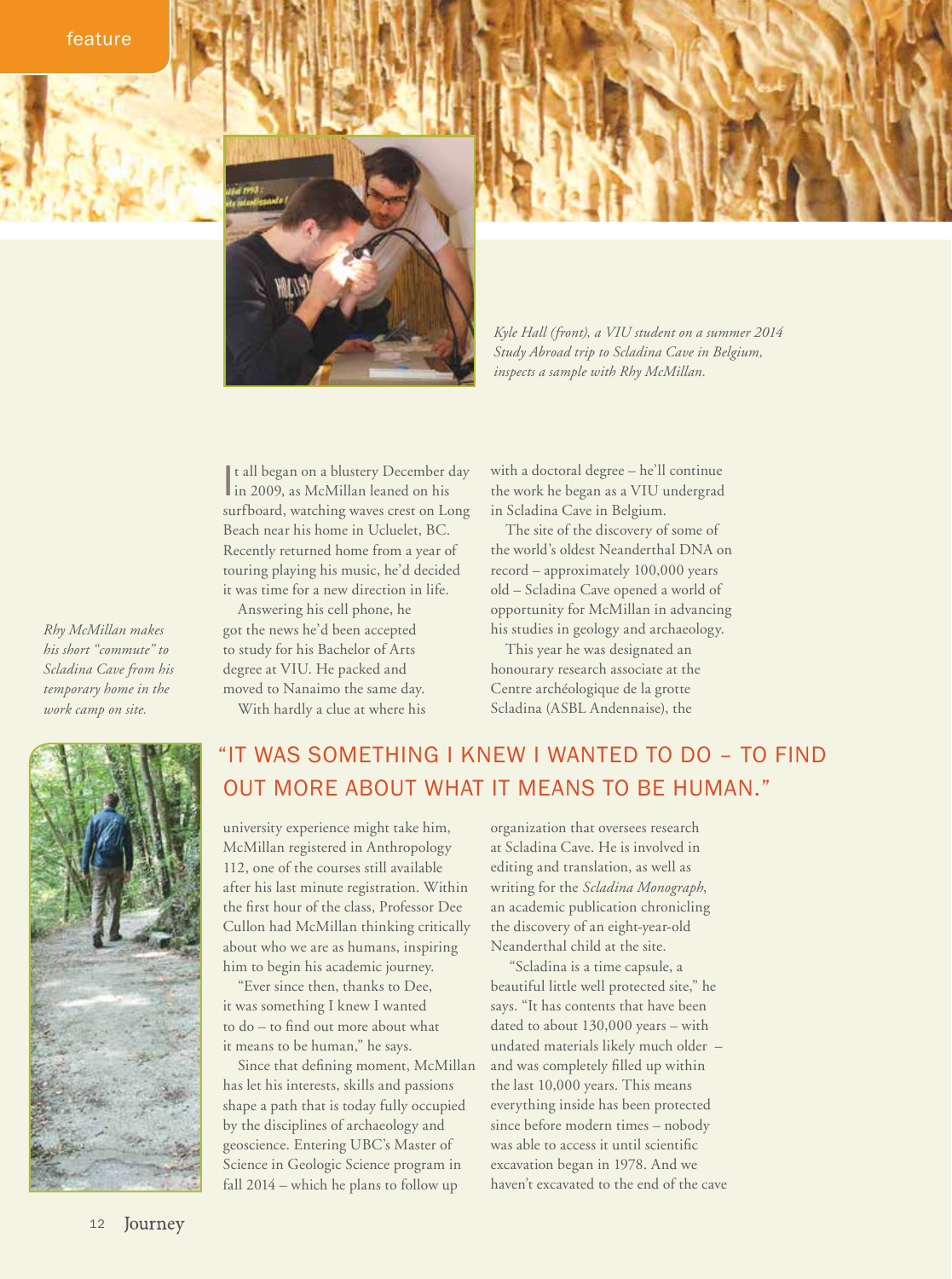*Kyle Hall (front), a VIU student on a summer 2014 Study Abroad trip to Scladina Cave in Belgium, inspects a sample with Rhy McMillan.*

*Rhy McMillan makes his short "commute" to Scladina Cave from his temporary home in the work camp on site.*

It all began on a blustery December day in 2009, as McMillan leaned on his surfboard, watching waves crest on Long Beach near his home in Ucluelet, BC. Recently returned home from a year of touring playing his music, he'd decided it was time for a new direction in life.

Answering his cell phone, he got the news he'd been accepted to study for his Bachelor of Arts degree at VIU. He packed and moved to Nanaimo the same day.

With hardly a clue at where his university experience might take him, McMillan registered in Anthropology 112, one of the courses still available after his last minute registration. Within the first hour of the class, Professor Dee Cullon had McMillan thinking critically about who we are as humans, inspiring him to begin his academic journey.

"Ever since then, thanks to Dee, it was something I knew I wanted to do – to find out more about what it means to be human," he says.

Since that defining moment, McMillan has let his interests, skills and passions shape a path that is today fully occupied by the disciplines of archaeology and geoscience. Entering UBC's Master of Science in Geologic Science program in fall 2014 – which he plans to follow up with a doctoral degree – he'll continue the work he began as a VIU undergrad in Scladina Cave in Belgium.

## "IT WAS SOMETHING I KNEW I WANTED TO DO – TO FIND OUT MORE ABOUT WHAT IT MEANS TO BE HUMAN."

The site of the discovery of some of the world's oldest Neanderthal DNA on record – approximately 100,000 years old – Scladina Cave opened a world of opportunity for McMillan in advancing his studies in geology and archaeology.

This year he was designated an honourary research associate at the Centre archéologique de la grotte Scladina (ASBL Andennaise), the organization that oversees research at Scladina Cave. He is involved in editing and translation, as well as writing for the *Scladina Monograph*, an academic publication chronicling the discovery of an eight-year-old Neanderthal child at the site.

"Scladina is a time capsule, a beautiful little well protected site," he says. "It has contents that have been dated to about 130,000 years – with undated materials likely much older – and was completely filled up within the last 10,000 years. This means everything inside has been protected since before modern times – nobody was able to access it until scientific excavation began in 1978. And we haven't excavated to the end of the cave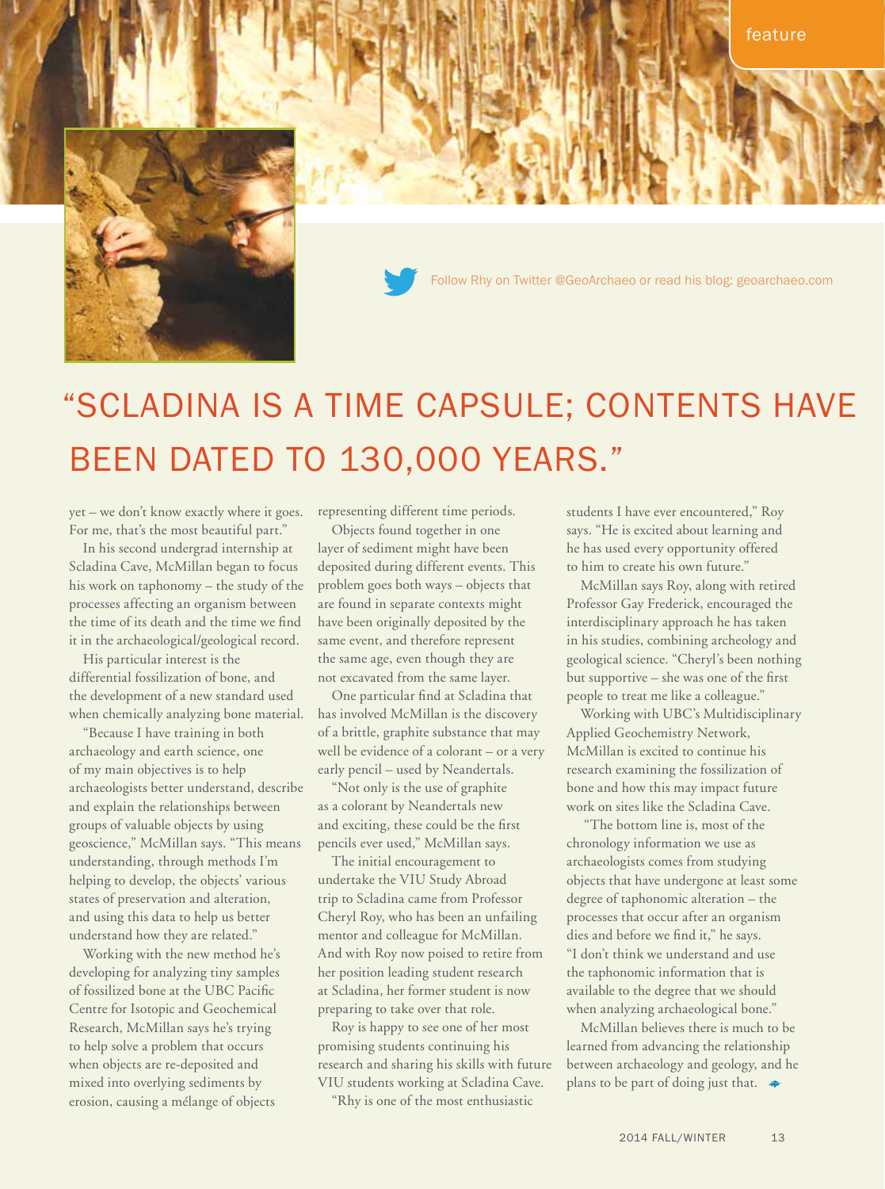Follow Rhy on Twitter @GeoArchaeo or read his blog: geoarchaeo.com

## "SCLADINA IS A TIME CAPSULE; CONTENTS HAVE BEEN DATED TO 130,000 YEARS."

yet – we don't know exactly where it goes. For me, that's the most beautiful part."

In his second undergrad internship at Scladina Cave, McMillan began to focus his work on taphonomy – the study of the processes affecting an organism between the time of its death and the time we find it in the archaeological/geological record.

His particular interest is the differential fossilization of bone, and the development of a new standard used when chemically analyzing bone material.

"Because I have training in both archaeology and earth science, one of my main objectives is to help archaeologists better understand, describe and explain the relationships between groups of valuable objects by using geoscience," McMillan says. "This means understanding, through methods I'm helping to develop, the objects' various states of preservation and alteration, and using this data to help us better understand how they are related."

Working with the new method he's developing for analyzing tiny samples of fossilized bone at the UBC Pacific Centre for Isotopic and Geochemical Research, McMillan says he's trying to help solve a problem that occurs when objects are re-deposited and mixed into overlying sediments by erosion, causing a mélange of objects representing different time periods.

Objects found together in one layer of sediment might have been deposited during different events. This problem goes both ways – objects that are found in separate contexts might have been originally deposited by the same event, and therefore represent the same age, even though they are not excavated from the same layer.

One particular find at Scladina that has involved McMillan is the discovery of a brittle, graphite substance that may well be evidence of a colorant – or a very early pencil – used by Neandertals.

"Not only is the use of graphite as a colorant by Neandertals new and exciting, these could be the first pencils ever used," McMillan says.

The initial encouragement to undertake the VIU Study Abroad trip to Scladina came from Professor Cheryl Roy, who has been an unfailing mentor and colleague for McMillan. And with Roy now poised to retire from her position leading student research at Scladina, her former student is now preparing to take over that role.

Roy is happy to see one of her most promising students continuing his research and sharing his skills with future VIU students working at Scladina Cave.

"Rhy is one of the most enthusiastic students I have ever encountered," Roy says. "He is excited about learning and he has used every opportunity offered to him to create his own future."

McMillan says Roy, along with retired Professor Gay Frederick, encouraged the interdisciplinary approach he has taken in his studies, combining archeology and geological science. "Cheryl's been nothing but supportive – she was one of the first people to treat me like a colleague."

Working with UBC's Multidisciplinary Applied Geochemistry Network, McMillan is excited to continue his research examining the fossilization of bone and how this may impact future work on sites like the Scladina Cave.

"The bottom line is, most of the chronology information we use as archaeologists comes from studying objects that have undergone at least some degree of taphonomic alteration – the processes that occur after an organism dies and before we find it," he says. "I don't think we understand and use the taphonomic information that is available to the degree that we should when analyzing archaeological bone."

McMillan believes there is much to be learned from advancing the relationship between archaeology and geology, and he plans to be part of doing just that.